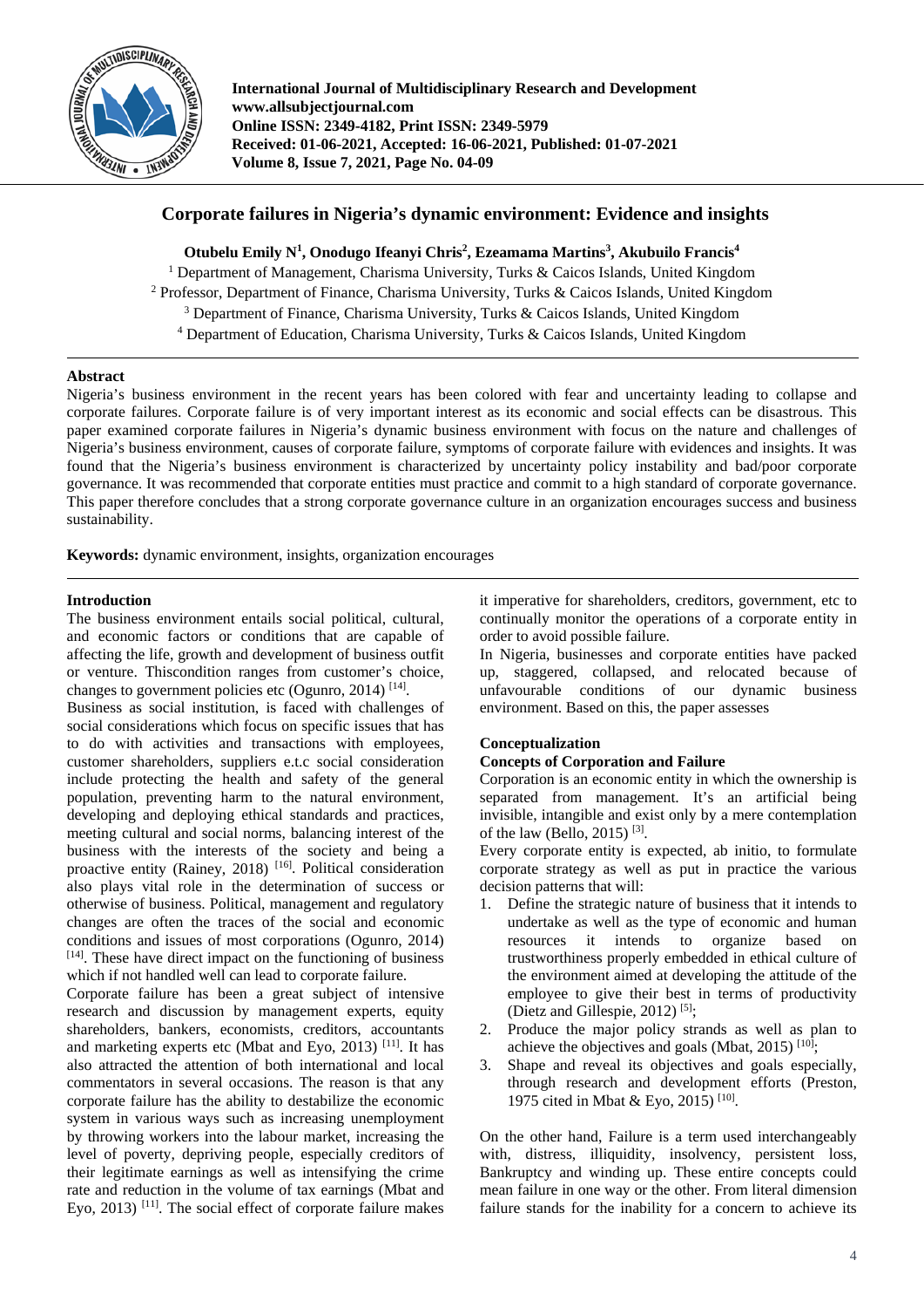# Corporate failures in Nigeria's dynamic environment: Evidence and insights

**Otubelu Emily N[1], Onodugo Ifeanyi Chris[2], Ezeamama Martins[3], Akubuilo Francis[4]**

[1] Department of Management, Charisma University, Turks & Caicos Islands, United Kingdom
[2] Professor, Department of Finance, Charisma University, Turks & Caicos Islands, United Kingdom
[3] Department of Finance, Charisma University, Turks & Caicos Islands, United Kingdom
[4] Department of Education, Charisma University, Turks & Caicos Islands, United Kingdom

## Abstract

Nigeria's business environment in the recent years has been colored with fear and uncertainty leading to collapse and corporate failures. Corporate failure is of very important interest as its economic and social effects can be disastrous. This paper examined corporate failures in Nigeria's dynamic business environment with focus on the nature and challenges of Nigeria's business environment, causes of corporate failure, symptoms of corporate failure with evidences and insights. It was found that the Nigeria's business environment is characterized by uncertainty policy instability and bad/poor corporate governance. It was recommended that corporate entities must practice and commit to a high standard of corporate governance. This paper therefore concludes that a strong corporate governance culture in an organization encourages success and business sustainability.

**Keywords:** dynamic environment, insights, organization encourages

## Introduction

The business environment entails social political, cultural, and economic factors or conditions that are capable of affecting the life, growth and development of business outfit or venture. Thiscondition ranges from customer's choice, changes to government policies etc (Ogunro, 2014) [14].

Business as social institution, is faced with challenges of social considerations which focus on specific issues that has to do with activities and transactions with employees, customer shareholders, suppliers e.t.c social consideration include protecting the health and safety of the general population, preventing harm to the natural environment, developing and deploying ethical standards and practices, meeting cultural and social norms, balancing interest of the business with the interests of the society and being a proactive entity (Rainey, 2018) [16]. Political consideration also plays vital role in the determination of success or otherwise of business. Political, management and regulatory changes are often the traces of the social and economic conditions and issues of most corporations (Ogunro, 2014) [14]. These have direct impact on the functioning of business which if not handled well can lead to corporate failure.

Corporate failure has been a great subject of intensive research and discussion by management experts, equity shareholders, bankers, economists, creditors, accountants and marketing experts etc (Mbat and Eyo, 2013) [11]. It has also attracted the attention of both international and local commentators in several occasions. The reason is that any corporate failure has the ability to destabilize the economic system in various ways such as increasing unemployment by throwing workers into the labour market, increasing the level of poverty, depriving people, especially creditors of their legitimate earnings as well as intensifying the crime rate and reduction in the volume of tax earnings (Mbat and Eyo, 2013) [11]. The social effect of corporate failure makes it imperative for shareholders, creditors, government, etc to continually monitor the operations of a corporate entity in order to avoid possible failure.

In Nigeria, businesses and corporate entities have packed up, staggered, collapsed, and relocated because of unfavourable conditions of our dynamic business environment. Based on this, the paper assesses

## Conceptualization

### Concepts of Corporation and Failure

Corporation is an economic entity in which the ownership is separated from management. It's an artificial being invisible, intangible and exist only by a mere contemplation of the law (Bello, 2015) [3].

Every corporate entity is expected, ab initio, to formulate corporate strategy as well as put in practice the various decision patterns that will:

1. Define the strategic nature of business that it intends to undertake as well as the type of economic and human resources it intends to organize based on trustworthiness properly embedded in ethical culture of the environment aimed at developing the attitude of the employee to give their best in terms of productivity (Dietz and Gillespie, 2012) [5];
2. Produce the major policy strands as well as plan to achieve the objectives and goals (Mbat, 2015) [10];
3. Shape and reveal its objectives and goals especially, through research and development efforts (Preston, 1975 cited in Mbat & Eyo, 2015) [10].

On the other hand, Failure is a term used interchangeably with, distress, illiquidity, insolvency, persistent loss, Bankruptcy and winding up. These entire concepts could mean failure in one way or the other. From literal dimension failure stands for the inability for a concern to achieve its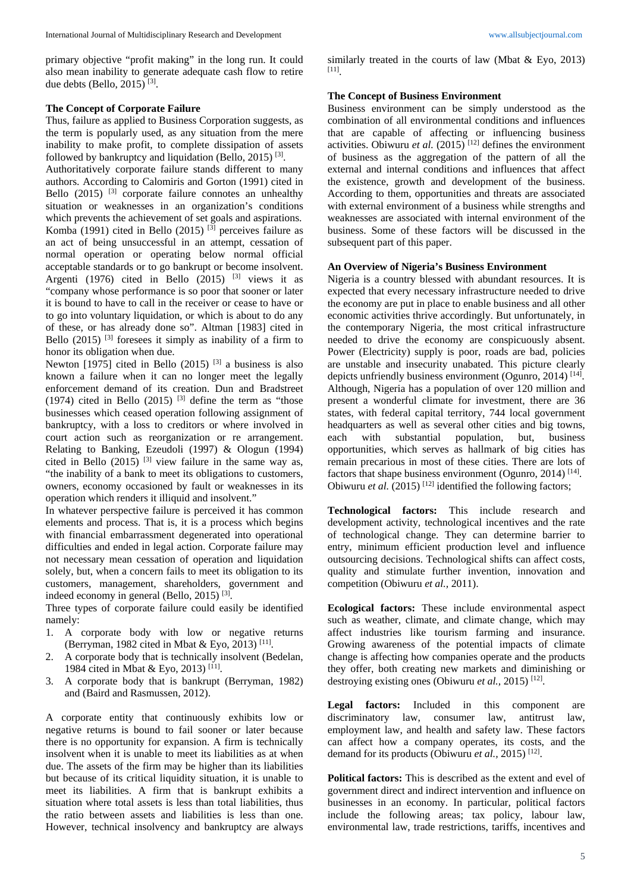primary objective "profit making" in the long run. It could also mean inability to generate adequate cash flow to retire due debts (Bello, 2015) [3].

### The Concept of Corporate Failure

Thus, failure as applied to Business Corporation suggests, as the term is popularly used, as any situation from the mere inability to make profit, to complete dissipation of assets followed by bankruptcy and liquidation (Bello, 2015) [3].

Authoritatively corporate failure stands different to many authors. According to Calomiris and Gorton (1991) cited in Bello (2015) [3] corporate failure connotes an unhealthy situation or weaknesses in an organization's conditions which prevents the achievement of set goals and aspirations. Komba (1991) cited in Bello (2015) [3] perceives failure as an act of being unsuccessful in an attempt, cessation of normal operation or operating below normal official acceptable standards or to go bankrupt or become insolvent. Argenti (1976) cited in Bello (2015) [3] views it as "company whose performance is so poor that sooner or later it is bound to have to call in the receiver or cease to have or to go into voluntary liquidation, or which is about to do any of these, or has already done so". Altman [1983] cited in Bello (2015) [3] foresees it simply as inability of a firm to honor its obligation when due.

Newton [1975] cited in Bello (2015) [3] a business is also known a failure when it can no longer meet the legally enforcement demand of its creation. Dun and Bradstreet (1974) cited in Bello (2015) [3] define the term as "those businesses which ceased operation following assignment of bankruptcy, with a loss to creditors or where involved in court action such as reorganization or re arrangement. Relating to Banking, Ezeudoli (1997) & Ologun (1994) cited in Bello (2015) [3] view failure in the same way as, "the inability of a bank to meet its obligations to customers, owners, economy occasioned by fault or weaknesses in its operation which renders it illiquid and insolvent."

In whatever perspective failure is perceived it has common elements and process. That is, it is a process which begins with financial embarrassment degenerated into operational difficulties and ended in legal action. Corporate failure may not necessary mean cessation of operation and liquidation solely, but, when a concern fails to meet its obligation to its customers, management, shareholders, government and indeed economy in general (Bello, 2015) [3].

Three types of corporate failure could easily be identified namely:

1. A corporate body with low or negative returns (Berryman, 1982 cited in Mbat & Eyo, 2013) [11].
2. A corporate body that is technically insolvent (Bedelan, 1984 cited in Mbat & Eyo, 2013) [11].
3. A corporate body that is bankrupt (Berryman, 1982) and (Baird and Rasmussen, 2012).

A corporate entity that continuously exhibits low or negative returns is bound to fail sooner or later because there is no opportunity for expansion. A firm is technically insolvent when it is unable to meet its liabilities as at when due. The assets of the firm may be higher than its liabilities but because of its critical liquidity situation, it is unable to meet its liabilities. A firm that is bankrupt exhibits a situation where total assets is less than total liabilities, thus the ratio between assets and liabilities is less than one. However, technical insolvency and bankruptcy are always similarly treated in the courts of law (Mbat & Eyo, 2013) [11].

### The Concept of Business Environment

Business environment can be simply understood as the combination of all environmental conditions and influences that are capable of affecting or influencing business activities. Obiwuru *et al.* (2015) [12] defines the environment of business as the aggregation of the pattern of all the external and internal conditions and influences that affect the existence, growth and development of the business. According to them, opportunities and threats are associated with external environment of a business while strengths and weaknesses are associated with internal environment of the business. Some of these factors will be discussed in the subsequent part of this paper.

### An Overview of Nigeria's Business Environment

Nigeria is a country blessed with abundant resources. It is expected that every necessary infrastructure needed to drive the economy are put in place to enable business and all other economic activities thrive accordingly. But unfortunately, in the contemporary Nigeria, the most critical infrastructure needed to drive the economy are conspicuously absent. Power (Electricity) supply is poor, roads are bad, policies are unstable and insecurity unabated. This picture clearly depicts unfriendly business environment (Ogunro, 2014) [14]. Although, Nigeria has a population of over 120 million and present a wonderful climate for investment, there are 36 states, with federal capital territory, 744 local government headquarters as well as several other cities and big towns, each with substantial population, but, business opportunities, which serves as hallmark of big cities has remain precarious in most of these cities. There are lots of factors that shape business environment (Ogunro, 2014) [14]. Obiwuru *et al.* (2015) [12] identified the following factors;

**Technological factors:** This include research and development activity, technological incentives and the rate of technological change. They can determine barrier to entry, minimum efficient production level and influence outsourcing decisions. Technological shifts can affect costs, quality and stimulate further invention, innovation and competition (Obiwuru *et al.,* 2011).

**Ecological factors:** These include environmental aspect such as weather, climate, and climate change, which may affect industries like tourism farming and insurance. Growing awareness of the potential impacts of climate change is affecting how companies operate and the products they offer, both creating new markets and diminishing or destroying existing ones (Obiwuru *et al.,* 2015) [12].

**Legal factors:** Included in this component are discriminatory law, consumer law, antitrust law, employment law, and health and safety law. These factors can affect how a company operates, its costs, and the demand for its products (Obiwuru *et al.,* 2015) [12].

**Political factors:** This is described as the extent and evel of government direct and indirect intervention and influence on businesses in an economy. In particular, political factors include the following areas; tax policy, labour law, environmental law, trade restrictions, tariffs, incentives and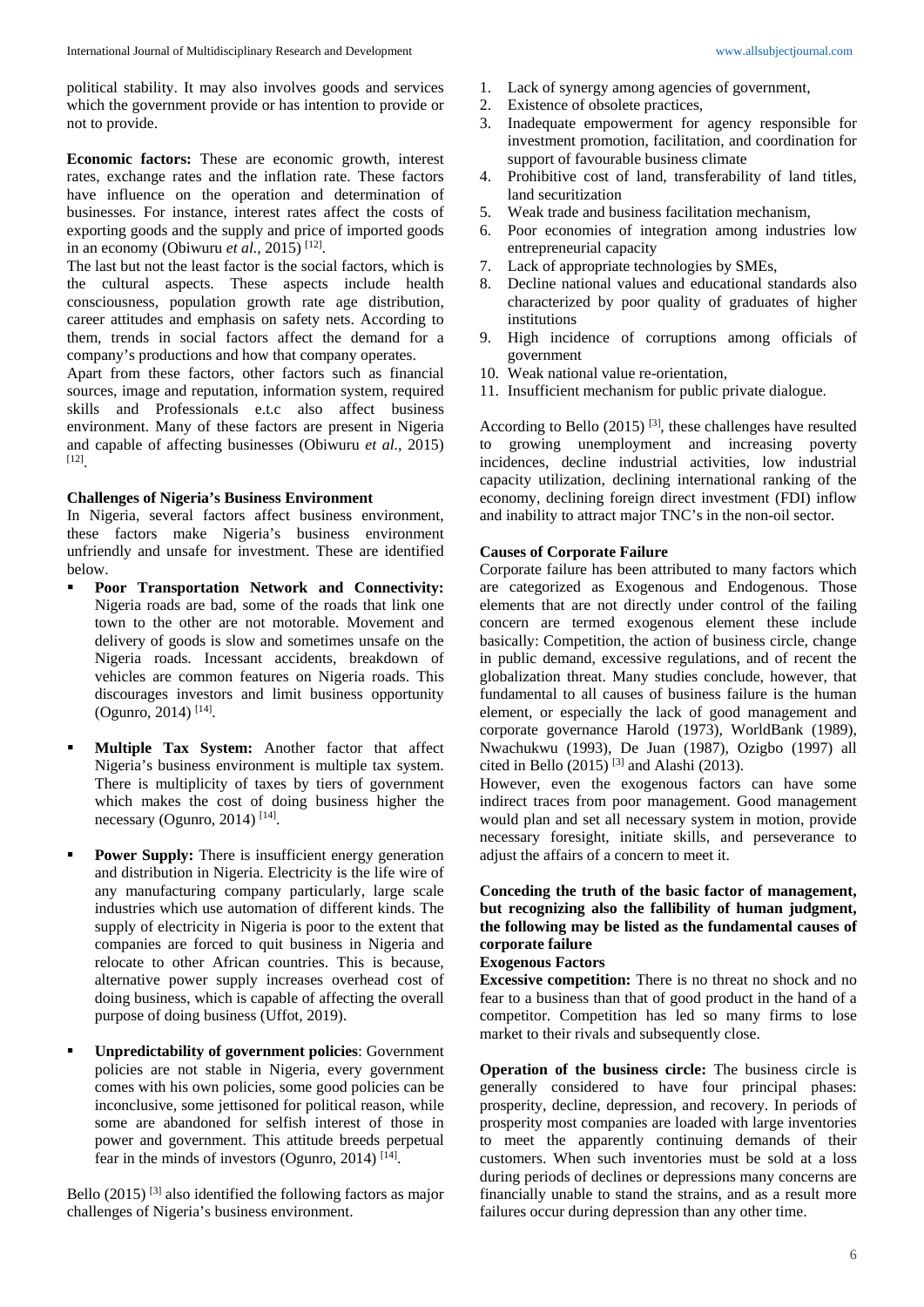political stability. It may also involves goods and services which the government provide or has intention to provide or not to provide.

**Economic factors:** These are economic growth, interest rates, exchange rates and the inflation rate. These factors have influence on the operation and determination of businesses. For instance, interest rates affect the costs of exporting goods and the supply and price of imported goods in an economy (Obiwuru *et al.,* 2015) [12].

The last but not the least factor is the social factors, which is the cultural aspects. These aspects include health consciousness, population growth rate age distribution, career attitudes and emphasis on safety nets. According to them, trends in social factors affect the demand for a company's productions and how that company operates.

Apart from these factors, other factors such as financial sources, image and reputation, information system, required skills and Professionals e.t.c also affect business environment. Many of these factors are present in Nigeria and capable of affecting businesses (Obiwuru *et al.,* 2015) [12].

### Challenges of Nigeria's Business Environment

In Nigeria, several factors affect business environment, these factors make Nigeria's business environment unfriendly and unsafe for investment. These are identified below.

- **Poor Transportation Network and Connectivity:** Nigeria roads are bad, some of the roads that link one town to the other are not motorable. Movement and delivery of goods is slow and sometimes unsafe on the Nigeria roads. Incessant accidents, breakdown of vehicles are common features on Nigeria roads. This discourages investors and limit business opportunity (Ogunro, 2014) [14].

- **Multiple Tax System:** Another factor that affect Nigeria's business environment is multiple tax system. There is multiplicity of taxes by tiers of government which makes the cost of doing business higher the necessary (Ogunro, 2014) [14].

- **Power Supply:** There is insufficient energy generation and distribution in Nigeria. Electricity is the life wire of any manufacturing company particularly, large scale industries which use automation of different kinds. The supply of electricity in Nigeria is poor to the extent that companies are forced to quit business in Nigeria and relocate to other African countries. This is because, alternative power supply increases overhead cost of doing business, which is capable of affecting the overall purpose of doing business (Uffot, 2019).

- **Unpredictability of government policies**: Government policies are not stable in Nigeria, every government comes with his own policies, some good policies can be inconclusive, some jettisoned for political reason, while some are abandoned for selfish interest of those in power and government. This attitude breeds perpetual fear in the minds of investors (Ogunro, 2014) [14].

Bello (2015) [3] also identified the following factors as major challenges of Nigeria's business environment.

1. Lack of synergy among agencies of government,
2. Existence of obsolete practices,
3. Inadequate empowerment for agency responsible for investment promotion, facilitation, and coordination for support of favourable business climate
4. Prohibitive cost of land, transferability of land titles, land securitization
5. Weak trade and business facilitation mechanism,
6. Poor economies of integration among industries low entrepreneurial capacity
7. Lack of appropriate technologies by SMEs,
8. Decline national values and educational standards also characterized by poor quality of graduates of higher institutions
9. High incidence of corruptions among officials of government
10. Weak national value re-orientation,
11. Insufficient mechanism for public private dialogue.

According to Bello (2015) [3], these challenges have resulted to growing unemployment and increasing poverty incidences, decline industrial activities, low industrial capacity utilization, declining international ranking of the economy, declining foreign direct investment (FDI) inflow and inability to attract major TNC's in the non-oil sector.

### Causes of Corporate Failure

Corporate failure has been attributed to many factors which are categorized as Exogenous and Endogenous. Those elements that are not directly under control of the failing concern are termed exogenous element these include basically: Competition, the action of business circle, change in public demand, excessive regulations, and of recent the globalization threat. Many studies conclude, however, that fundamental to all causes of business failure is the human element, or especially the lack of good management and corporate governance Harold (1973), WorldBank (1989), Nwachukwu (1993), De Juan (1987), Ozigbo (1997) all cited in Bello (2015) [3] and Alashi (2013).

However, even the exogenous factors can have some indirect traces from poor management. Good management would plan and set all necessary system in motion, provide necessary foresight, initiate skills, and perseverance to adjust the affairs of a concern to meet it.

**Conceding the truth of the basic factor of management, but recognizing also the fallibility of human judgment, the following may be listed as the fundamental causes of corporate failure**

**Exogenous Factors**

**Excessive competition:** There is no threat no shock and no fear to a business than that of good product in the hand of a competitor. Competition has led so many firms to lose market to their rivals and subsequently close.

**Operation of the business circle:** The business circle is generally considered to have four principal phases: prosperity, decline, depression, and recovery. In periods of prosperity most companies are loaded with large inventories to meet the apparently continuing demands of their customers. When such inventories must be sold at a loss during periods of declines or depressions many concerns are financially unable to stand the strains, and as a result more failures occur during depression than any other time.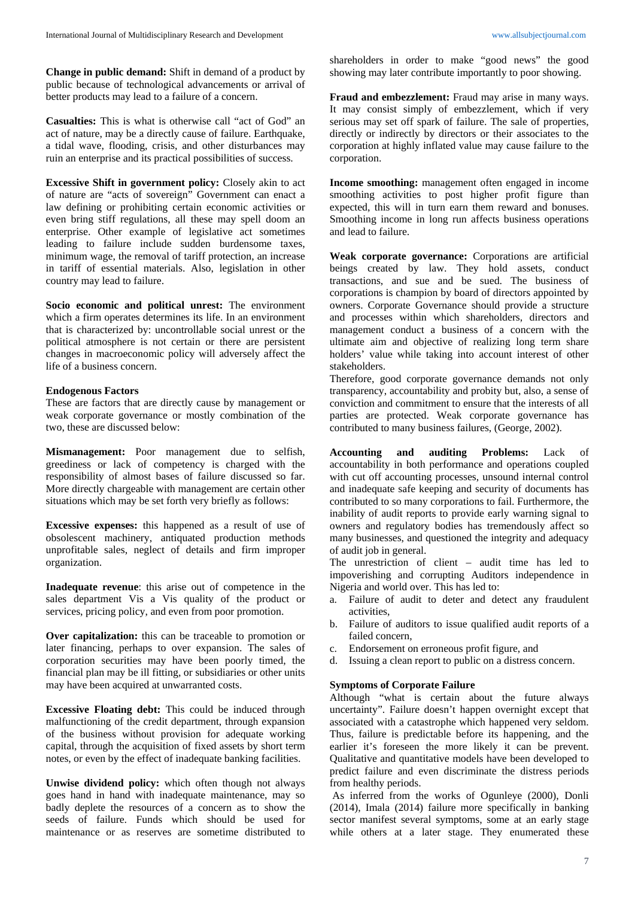**Change in public demand:** Shift in demand of a product by public because of technological advancements or arrival of better products may lead to a failure of a concern.

**Casualties:** This is what is otherwise call "act of God" an act of nature, may be a directly cause of failure. Earthquake, a tidal wave, flooding, crisis, and other disturbances may ruin an enterprise and its practical possibilities of success.

**Excessive Shift in government policy:** Closely akin to act of nature are "acts of sovereign" Government can enact a law defining or prohibiting certain economic activities or even bring stiff regulations, all these may spell doom an enterprise. Other example of legislative act sometimes leading to failure include sudden burdensome taxes, minimum wage, the removal of tariff protection, an increase in tariff of essential materials. Also, legislation in other country may lead to failure.

**Socio economic and political unrest:** The environment which a firm operates determines its life. In an environment that is characterized by: uncontrollable social unrest or the political atmosphere is not certain or there are persistent changes in macroeconomic policy will adversely affect the life of a business concern.

### Endogenous Factors

These are factors that are directly cause by management or weak corporate governance or mostly combination of the two, these are discussed below:

**Mismanagement:** Poor management due to selfish, greediness or lack of competency is charged with the responsibility of almost bases of failure discussed so far. More directly chargeable with management are certain other situations which may be set forth very briefly as follows:

**Excessive expenses:** this happened as a result of use of obsolescent machinery, antiquated production methods unprofitable sales, neglect of details and firm improper organization.

**Inadequate revenue**: this arise out of competence in the sales department Vis a Vis quality of the product or services, pricing policy, and even from poor promotion.

**Over capitalization:** this can be traceable to promotion or later financing, perhaps to over expansion. The sales of corporation securities may have been poorly timed, the financial plan may be ill fitting, or subsidiaries or other units may have been acquired at unwarranted costs.

**Excessive Floating debt:** This could be induced through malfunctioning of the credit department, through expansion of the business without provision for adequate working capital, through the acquisition of fixed assets by short term notes, or even by the effect of inadequate banking facilities.

**Unwise dividend policy:** which often though not always goes hand in hand with inadequate maintenance, may so badly deplete the resources of a concern as to show the seeds of failure. Funds which should be used for maintenance or as reserves are sometime distributed to shareholders in order to make "good news" the good showing may later contribute importantly to poor showing.

**Fraud and embezzlement:** Fraud may arise in many ways. It may consist simply of embezzlement, which if very serious may set off spark of failure. The sale of properties, directly or indirectly by directors or their associates to the corporation at highly inflated value may cause failure to the corporation.

**Income smoothing:** management often engaged in income smoothing activities to post higher profit figure than expected, this will in turn earn them reward and bonuses. Smoothing income in long run affects business operations and lead to failure.

**Weak corporate governance:** Corporations are artificial beings created by law. They hold assets, conduct transactions, and sue and be sued. The business of corporations is champion by board of directors appointed by owners. Corporate Governance should provide a structure and processes within which shareholders, directors and management conduct a business of a concern with the ultimate aim and objective of realizing long term share holders' value while taking into account interest of other stakeholders.

Therefore, good corporate governance demands not only transparency, accountability and probity but, also, a sense of conviction and commitment to ensure that the interests of all parties are protected. Weak corporate governance has contributed to many business failures, (George, 2002).

**Accounting and auditing Problems:** Lack of accountability in both performance and operations coupled with cut off accounting processes, unsound internal control and inadequate safe keeping and security of documents has contributed to so many corporations to fail. Furthermore, the inability of audit reports to provide early warning signal to owners and regulatory bodies has tremendously affect so many businesses, and questioned the integrity and adequacy of audit job in general.

The unrestriction of client – audit time has led to impoverishing and corrupting Auditors independence in Nigeria and world over. This has led to:

a. Failure of audit to deter and detect any fraudulent activities,
b. Failure of auditors to issue qualified audit reports of a failed concern,
c. Endorsement on erroneous profit figure, and
d. Issuing a clean report to public on a distress concern.

### Symptoms of Corporate Failure

Although "what is certain about the future always uncertainty". Failure doesn't happen overnight except that associated with a catastrophe which happened very seldom. Thus, failure is predictable before its happening, and the earlier it's foreseen the more likely it can be prevent. Qualitative and quantitative models have been developed to predict failure and even discriminate the distress periods from healthy periods.

As inferred from the works of Ogunleye (2000), Donli (2014), Imala (2014) failure more specifically in banking sector manifest several symptoms, some at an early stage while others at a later stage. They enumerated these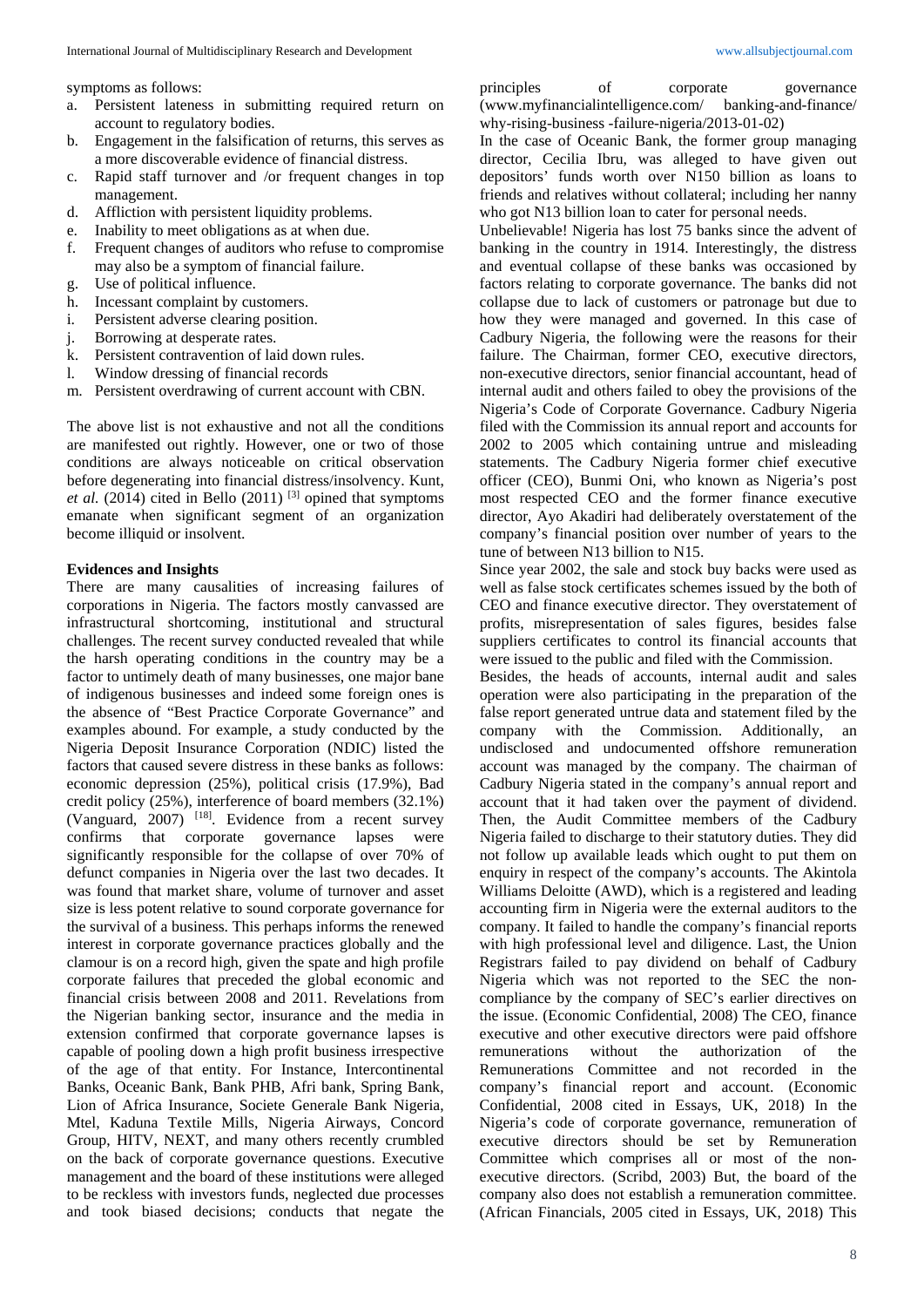symptoms as follows:

a. Persistent lateness in submitting required return on account to regulatory bodies.
b. Engagement in the falsification of returns, this serves as a more discoverable evidence of financial distress.
c. Rapid staff turnover and /or frequent changes in top management.
d. Affliction with persistent liquidity problems.
e. Inability to meet obligations as at when due.
f. Frequent changes of auditors who refuse to compromise may also be a symptom of financial failure.
g. Use of political influence.
h. Incessant complaint by customers.
i. Persistent adverse clearing position.
j. Borrowing at desperate rates.
k. Persistent contravention of laid down rules.
l. Window dressing of financial records
m. Persistent overdrawing of current account with CBN.

The above list is not exhaustive and not all the conditions are manifested out rightly. However, one or two of those conditions are always noticeable on critical observation before degenerating into financial distress/insolvency. Kunt, *et al.* (2014) cited in Bello (2011) [3] opined that symptoms emanate when significant segment of an organization become illiquid or insolvent.

## Evidences and Insights

There are many causalities of increasing failures of corporations in Nigeria. The factors mostly canvassed are infrastructural shortcoming, institutional and structural challenges. The recent survey conducted revealed that while the harsh operating conditions in the country may be a factor to untimely death of many businesses, one major bane of indigenous businesses and indeed some foreign ones is the absence of "Best Practice Corporate Governance" and examples abound. For example, a study conducted by the Nigeria Deposit Insurance Corporation (NDIC) listed the factors that caused severe distress in these banks as follows: economic depression (25%), political crisis (17.9%), Bad credit policy (25%), interference of board members (32.1%) (Vanguard, 2007) [18]. Evidence from a recent survey confirms that corporate governance lapses were significantly responsible for the collapse of over 70% of defunct companies in Nigeria over the last two decades. It was found that market share, volume of turnover and asset size is less potent relative to sound corporate governance for the survival of a business. This perhaps informs the renewed interest in corporate governance practices globally and the clamour is on a record high, given the spate and high profile corporate failures that preceded the global economic and financial crisis between 2008 and 2011. Revelations from the Nigerian banking sector, insurance and the media in extension confirmed that corporate governance lapses is capable of pooling down a high profit business irrespective of the age of that entity. For Instance, Intercontinental Banks, Oceanic Bank, Bank PHB, Afri bank, Spring Bank, Lion of Africa Insurance, Societe Generale Bank Nigeria, Mtel, Kaduna Textile Mills, Nigeria Airways, Concord Group, HITV, NEXT, and many others recently crumbled on the back of corporate governance questions. Executive management and the board of these institutions were alleged to be reckless with investors funds, neglected due processes and took biased decisions; conducts that negate the principles of corporate governance (www.myfinancialintelligence.com/ banking-and-finance/ why-rising-business -failure-nigeria/2013-01-02)

In the case of Oceanic Bank, the former group managing director, Cecilia Ibru, was alleged to have given out depositors' funds worth over N150 billion as loans to friends and relatives without collateral; including her nanny who got N13 billion loan to cater for personal needs.

Unbelievable! Nigeria has lost 75 banks since the advent of banking in the country in 1914. Interestingly, the distress and eventual collapse of these banks was occasioned by factors relating to corporate governance. The banks did not collapse due to lack of customers or patronage but due to how they were managed and governed. In this case of Cadbury Nigeria, the following were the reasons for their failure. The Chairman, former CEO, executive directors, non-executive directors, senior financial accountant, head of internal audit and others failed to obey the provisions of the Nigeria's Code of Corporate Governance. Cadbury Nigeria filed with the Commission its annual report and accounts for 2002 to 2005 which containing untrue and misleading statements. The Cadbury Nigeria former chief executive officer (CEO), Bunmi Oni, who known as Nigeria's post most respected CEO and the former finance executive director, Ayo Akadiri had deliberately overstatement of the company's financial position over number of years to the tune of between N13 billion to N15.

Since year 2002, the sale and stock buy backs were used as well as false stock certificates schemes issued by the both of CEO and finance executive director. They overstatement of profits, misrepresentation of sales figures, besides false suppliers certificates to control its financial accounts that were issued to the public and filed with the Commission.

Besides, the heads of accounts, internal audit and sales operation were also participating in the preparation of the false report generated untrue data and statement filed by the company with the Commission. Additionally, an undisclosed and undocumented offshore remuneration account was managed by the company. The chairman of Cadbury Nigeria stated in the company's annual report and account that it had taken over the payment of dividend. Then, the Audit Committee members of the Cadbury Nigeria failed to discharge to their statutory duties. They did not follow up available leads which ought to put them on enquiry in respect of the company's accounts. The Akintola Williams Deloitte (AWD), which is a registered and leading accounting firm in Nigeria were the external auditors to the company. It failed to handle the company's financial reports with high professional level and diligence. Last, the Union Registrars failed to pay dividend on behalf of Cadbury Nigeria which was not reported to the SEC the non-compliance by the company of SEC's earlier directives on the issue. (Economic Confidential, 2008) The CEO, finance executive and other executive directors were paid offshore remunerations without the authorization of the Remunerations Committee and not recorded in the company's financial report and account. (Economic Confidential, 2008 cited in Essays, UK, 2018) In the Nigeria's code of corporate governance, remuneration of executive directors should be set by Remuneration Committee which comprises all or most of the non-executive directors. (Scribd, 2003) But, the board of the company also does not establish a remuneration committee. (African Financials, 2005 cited in Essays, UK, 2018) This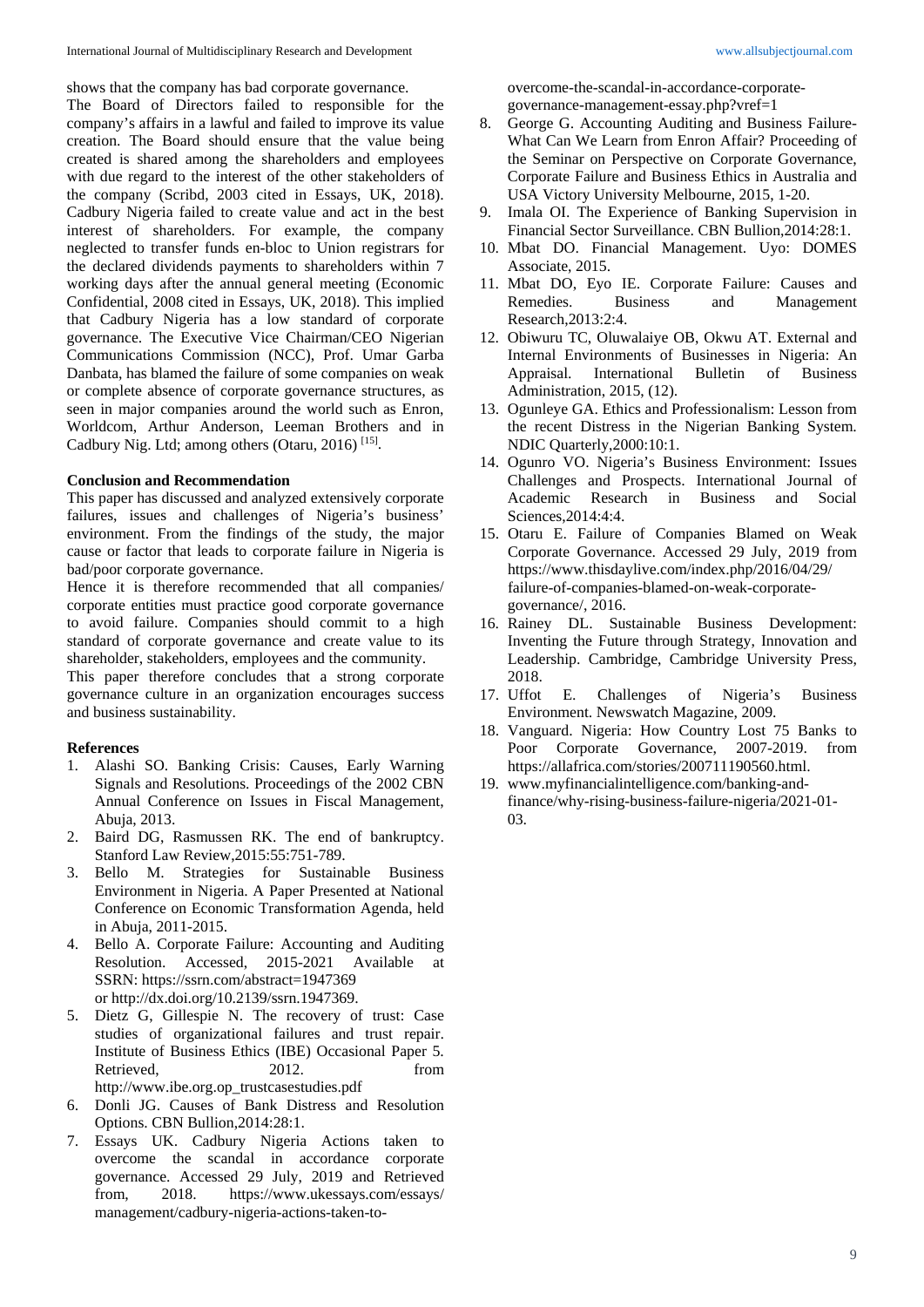shows that the company has bad corporate governance.

The Board of Directors failed to responsible for the company's affairs in a lawful and failed to improve its value creation. The Board should ensure that the value being created is shared among the shareholders and employees with due regard to the interest of the other stakeholders of the company (Scribd, 2003 cited in Essays, UK, 2018). Cadbury Nigeria failed to create value and act in the best interest of shareholders. For example, the company neglected to transfer funds en-bloc to Union registrars for the declared dividends payments to shareholders within 7 working days after the annual general meeting (Economic Confidential, 2008 cited in Essays, UK, 2018). This implied that Cadbury Nigeria has a low standard of corporate governance. The Executive Vice Chairman/CEO Nigerian Communications Commission (NCC), Prof. Umar Garba Danbata, has blamed the failure of some companies on weak or complete absence of corporate governance structures, as seen in major companies around the world such as Enron, Worldcom, Arthur Anderson, Leeman Brothers and in Cadbury Nig. Ltd; among others (Otaru, 2016) [15].

## Conclusion and Recommendation

This paper has discussed and analyzed extensively corporate failures, issues and challenges of Nigeria's business' environment. From the findings of the study, the major cause or factor that leads to corporate failure in Nigeria is bad/poor corporate governance.

Hence it is therefore recommended that all companies/ corporate entities must practice good corporate governance to avoid failure. Companies should commit to a high standard of corporate governance and create value to its shareholder, stakeholders, employees and the community.

This paper therefore concludes that a strong corporate governance culture in an organization encourages success and business sustainability.

## References

1. Alashi SO. Banking Crisis: Causes, Early Warning Signals and Resolutions. Proceedings of the 2002 CBN Annual Conference on Issues in Fiscal Management, Abuja, 2013.
2. Baird DG, Rasmussen RK. The end of bankruptcy. Stanford Law Review,2015:55:751-789.
3. Bello M. Strategies for Sustainable Business Environment in Nigeria. A Paper Presented at National Conference on Economic Transformation Agenda, held in Abuja, 2011-2015.
4. Bello A. Corporate Failure: Accounting and Auditing Resolution. Accessed, 2015-2021 Available at SSRN: https://ssrn.com/abstract=1947369 or http://dx.doi.org/10.2139/ssrn.1947369.
5. Dietz G, Gillespie N. The recovery of trust: Case studies of organizational failures and trust repair. Institute of Business Ethics (IBE) Occasional Paper 5. Retrieved, 2012. from http://www.ibe.org.op_trustcasestudies.pdf
6. Donli JG. Causes of Bank Distress and Resolution Options. CBN Bullion,2014:28:1.
7. Essays UK. Cadbury Nigeria Actions taken to overcome the scandal in accordance corporate governance. Accessed 29 July, 2019 and Retrieved from, 2018. https://www.ukessays.com/essays/management/cadbury-nigeria-actions-taken-to-overcome-the-scandal-in-accordance-corporate-governance-management-essay.php?vref=1
8. George G. Accounting Auditing and Business Failure-What Can We Learn from Enron Affair? Proceeding of the Seminar on Perspective on Corporate Governance, Corporate Failure and Business Ethics in Australia and USA Victory University Melbourne, 2015, 1-20.
9. Imala OI. The Experience of Banking Supervision in Financial Sector Surveillance. CBN Bullion,2014:28:1.
10. Mbat DO. Financial Management. Uyo: DOMES Associate, 2015.
11. Mbat DO, Eyo IE. Corporate Failure: Causes and Remedies. Business and Management Research,2013:2:4.
12. Obiwuru TC, Oluwalaiye OB, Okwu AT. External and Internal Environments of Businesses in Nigeria: An Appraisal. International Bulletin of Business Administration, 2015, (12).
13. Ogunleye GA. Ethics and Professionalism: Lesson from the recent Distress in the Nigerian Banking System. NDIC Quarterly,2000:10:1.
14. Ogunro VO. Nigeria's Business Environment: Issues Challenges and Prospects. International Journal of Academic Research in Business and Social Sciences,2014:4:4.
15. Otaru E. Failure of Companies Blamed on Weak Corporate Governance. Accessed 29 July, 2019 from https://www.thisdaylive.com/index.php/2016/04/29/failure-of-companies-blamed-on-weak-corporate-governance/, 2016.
16. Rainey DL. Sustainable Business Development: Inventing the Future through Strategy, Innovation and Leadership. Cambridge, Cambridge University Press, 2018.
17. Uffot E. Challenges of Nigeria's Business Environment. Newswatch Magazine, 2009.
18. Vanguard. Nigeria: How Country Lost 75 Banks to Poor Corporate Governance, 2007-2019. from https://allafrica.com/stories/200711190560.html.
19. www.myfinancialintelligence.com/banking-and-finance/why-rising-business-failure-nigeria/2021-01-03.